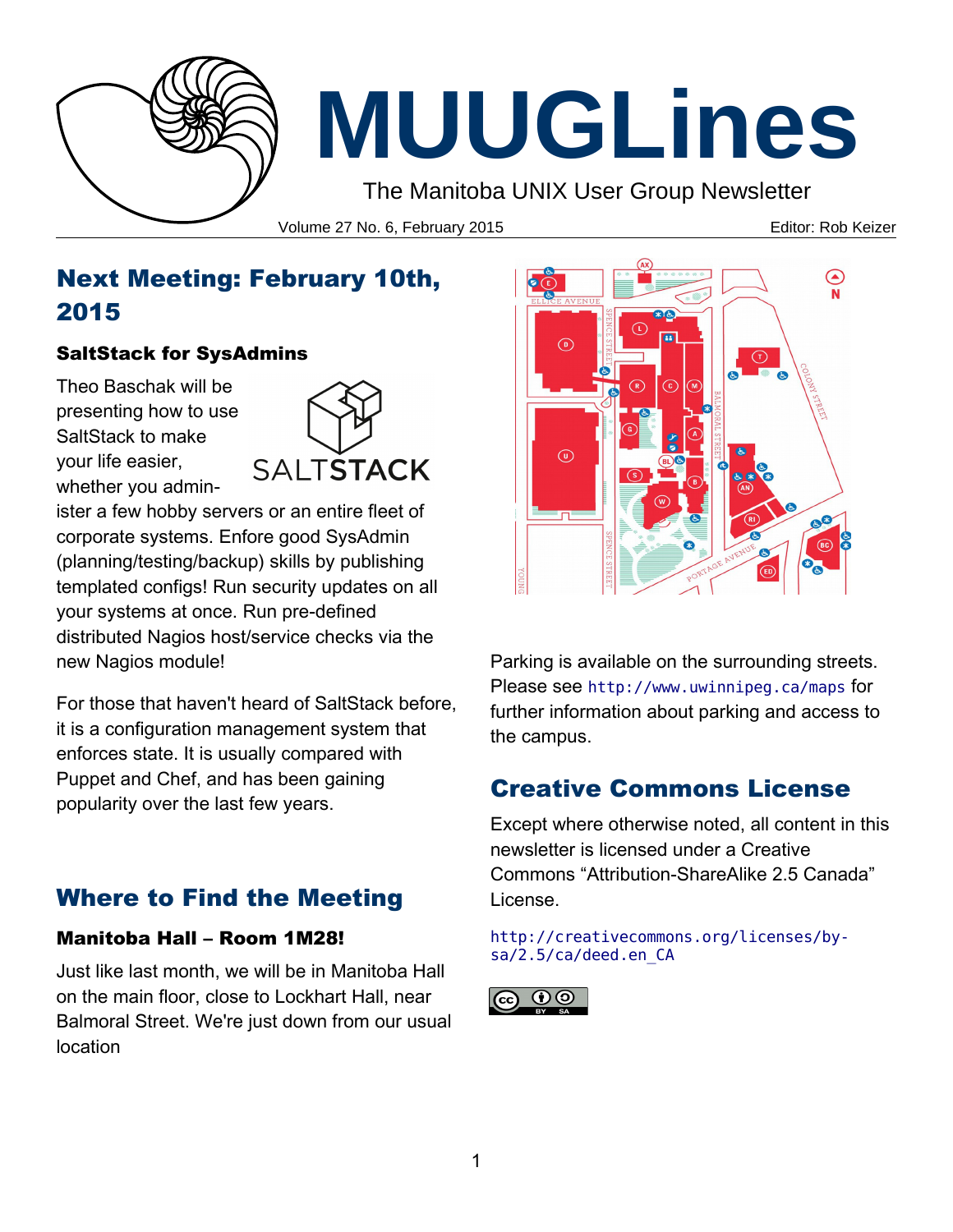# MUUGLines

The Manitoba UNIX User Group Newsletter

Volume 27 No. 6, February 2015 — Editor: Rob Keizer

## Next Meeting: February 10th, 2015

### SaltStack for SysAdmins

Theo Baschak will be presenting how to use SaltStack to make your life easier, whether you administer a few hobby servers or an entire fleet of corporate systems. Enfore good SysAdmin (planning/testing/backup) skills by publishing templated configs! Run security updates on all your systems at once. Run pre-defined distributed Nagios host/service checks via the new Nagios module!

For those that haven't heard of SaltStack before, it is a configuration management system that enforces state. It is usually compared with Puppet and Chef, and has been gaining popularity over the last few years.

## Where to Find the Meeting

### Manitoba Hall – Room 1M28!

Just like last month, we will be in Manitoba Hall on the main floor, close to Lockhart Hall, near Balmoral Street. We're just down from our usual location

Parking is available on the surrounding streets. Please see `http://www.uwinnipeg.ca/maps` for further information about parking and access to the campus.

## Creative Commons License

Except where otherwise noted, all content in this newsletter is licensed under a Creative Commons “Attribution-ShareAlike 2.5 Canada” License.

`http://creativecommons.org/licenses/by-sa/2.5/ca/deed.en_CA`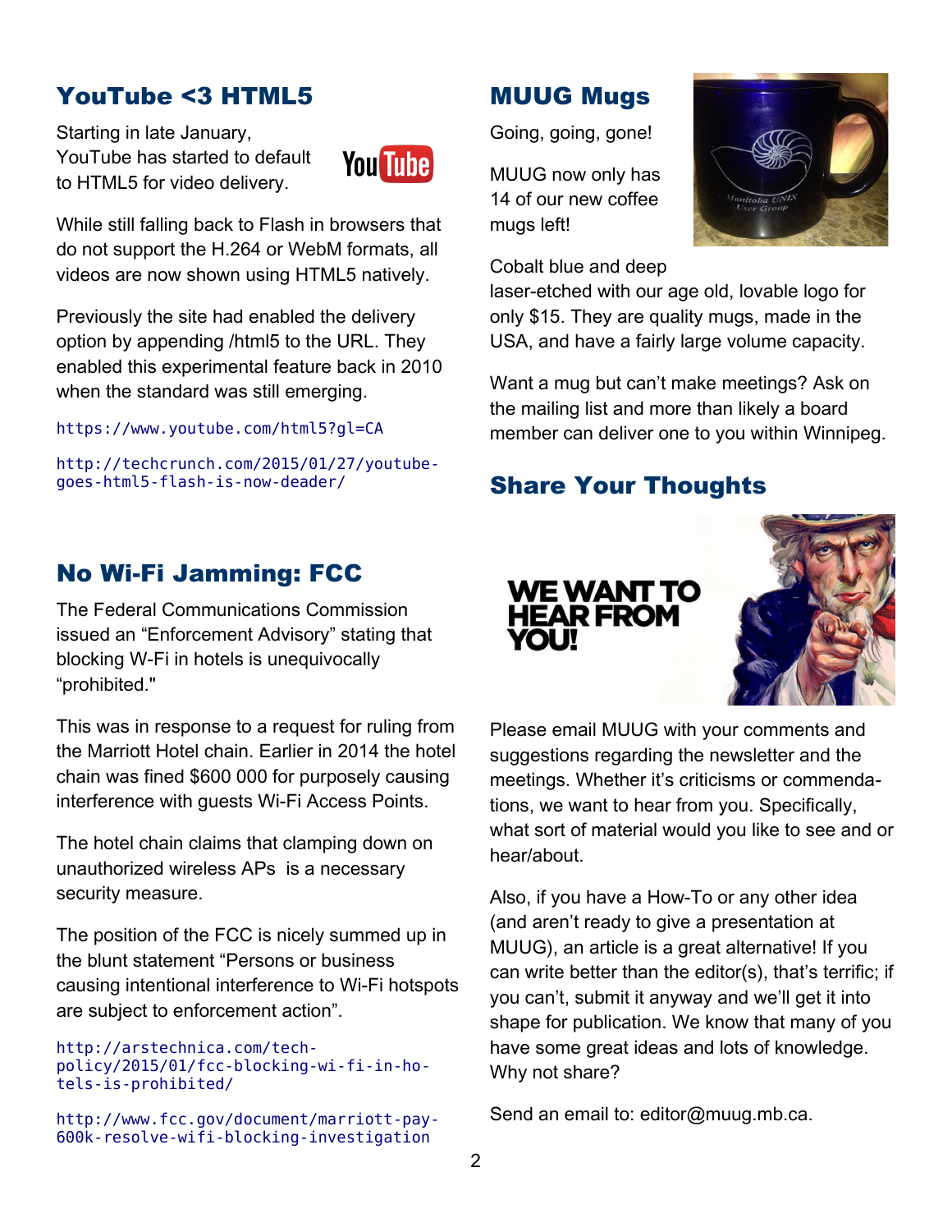## YouTube <3 HTML5

Starting in late January, YouTube has started to default to HTML5 for video delivery.

While still falling back to Flash in browsers that do not support the H.264 or WebM formats, all videos are now shown using HTML5 natively.

Previously the site had enabled the delivery option by appending /html5 to the URL. They enabled this experimental feature back in 2010 when the standard was still emerging.

`https://www.youtube.com/html5?gl=CA`

`http://techcrunch.com/2015/01/27/youtube-goes-html5-flash-is-now-deader/`

## No Wi-Fi Jamming: FCC

The Federal Communications Commission issued an “Enforcement Advisory” stating that blocking W-Fi in hotels is unequivocally “prohibited."

This was in response to a request for ruling from the Marriott Hotel chain. Earlier in 2014 the hotel chain was fined $600 000 for purposely causing interference with guests Wi-Fi Access Points.

The hotel chain claims that clamping down on unauthorized wireless APs  is a necessary security measure.

The position of the FCC is nicely summed up in the blunt statement “Persons or business causing intentional interference to Wi-Fi hotspots are subject to enforcement action”.

`http://arstechnica.com/tech-policy/2015/01/fcc-blocking-wi-fi-in-hotels-is-prohibited/`

`http://www.fcc.gov/document/marriott-pay-600k-resolve-wifi-blocking-investigation`

## MUUG Mugs

Going, going, gone!

MUUG now only has 14 of our new coffee mugs left!

Cobalt blue and deep laser-etched with our age old, lovable logo for only $15. They are quality mugs, made in the USA, and have a fairly large volume capacity.

Want a mug but can’t make meetings? Ask on the mailing list and more than likely a board member can deliver one to you within Winnipeg.

## Share Your Thoughts

Please email MUUG with your comments and suggestions regarding the newsletter and the meetings. Whether it’s criticisms or commendations, we want to hear from you. Specifically, what sort of material would you like to see and or hear/about.

Also, if you have a How-To or any other idea (and aren’t ready to give a presentation at MUUG), an article is a great alternative! If you can write better than the editor(s), that’s terrific; if you can’t, submit it anyway and we’ll get it into shape for publication. We know that many of you have some great ideas and lots of knowledge. Why not share?

Send an email to: editor@muug.mb.ca.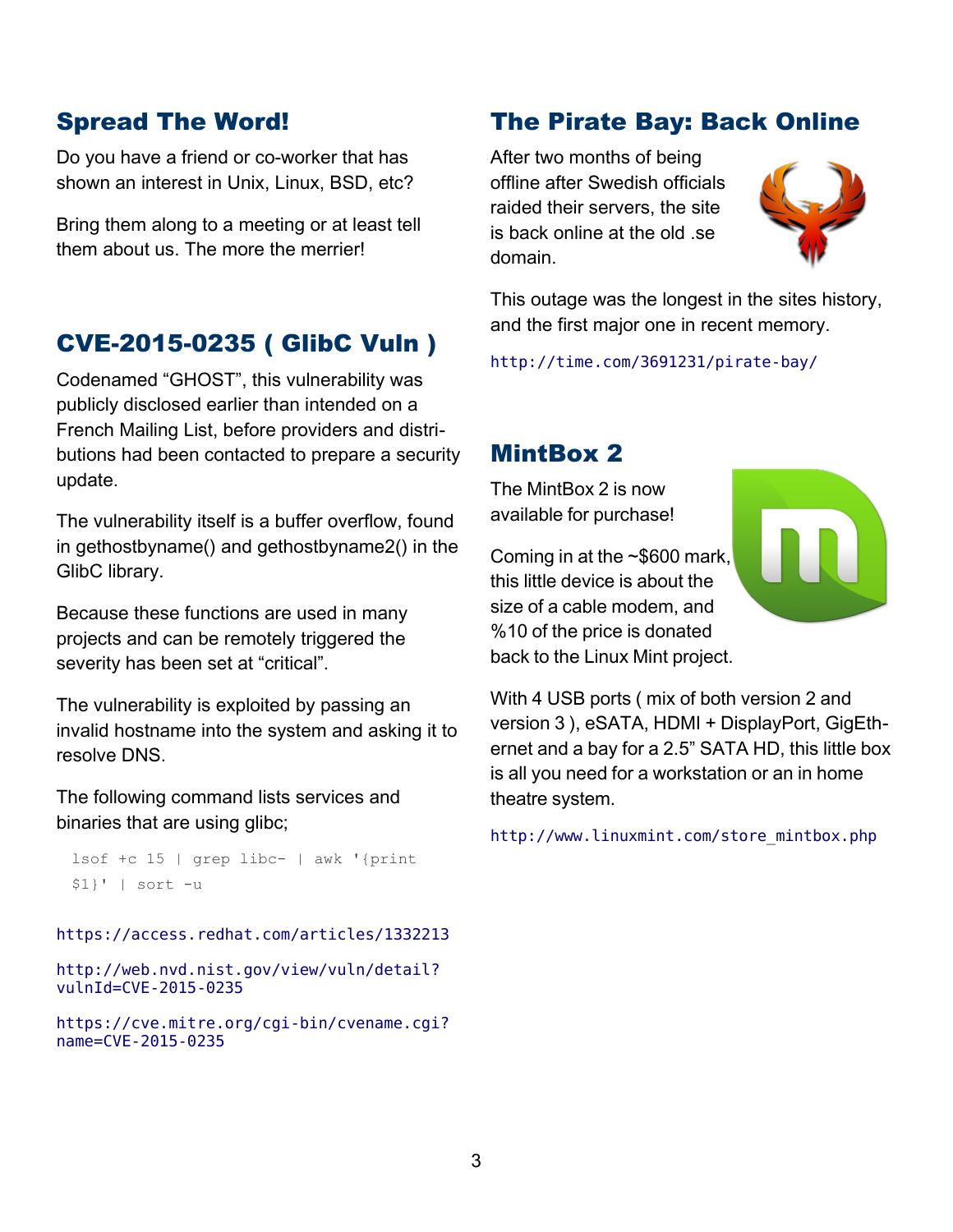## Spread The Word!

Do you have a friend or co-worker that has shown an interest in Unix, Linux, BSD, etc?

Bring them along to a meeting or at least tell them about us. The more the merrier!

## CVE-2015-0235 ( GlibC Vuln )

Codenamed “GHOST”, this vulnerability was publicly disclosed earlier than intended on a French Mailing List, before providers and distributions had been contacted to prepare a security update.

The vulnerability itself is a buffer overflow, found in gethostbyname() and gethostbyname2() in the GlibC library.

Because these functions are used in many projects and can be remotely triggered the severity has been set at “critical”.

The vulnerability is exploited by passing an invalid hostname into the system and asking it to resolve DNS.

The following command lists services and binaries that are using glibc;

```
lsof +c 15 | grep libc- | awk '{print $1}' | sort -u
```

https://access.redhat.com/articles/1332213

http://web.nvd.nist.gov/view/vuln/detail?vulnId=CVE-2015-0235

https://cve.mitre.org/cgi-bin/cvename.cgi?name=CVE-2015-0235

## The Pirate Bay: Back Online

After two months of being offline after Swedish officials raided their servers, the site is back online at the old .se domain.

This outage was the longest in the sites history, and the first major one in recent memory.

http://time.com/3691231/pirate-bay/

## MintBox 2

The MintBox 2 is now available for purchase!

Coming in at the ~$600 mark, this little device is about the size of a cable modem, and %10 of the price is donated back to the Linux Mint project.

With 4 USB ports ( mix of both version 2 and version 3 ), eSATA, HDMI + DisplayPort, GigEthernet and a bay for a 2.5” SATA HD, this little box is all you need for a workstation or an in home theatre system.

http://www.linuxmint.com/store_mintbox.php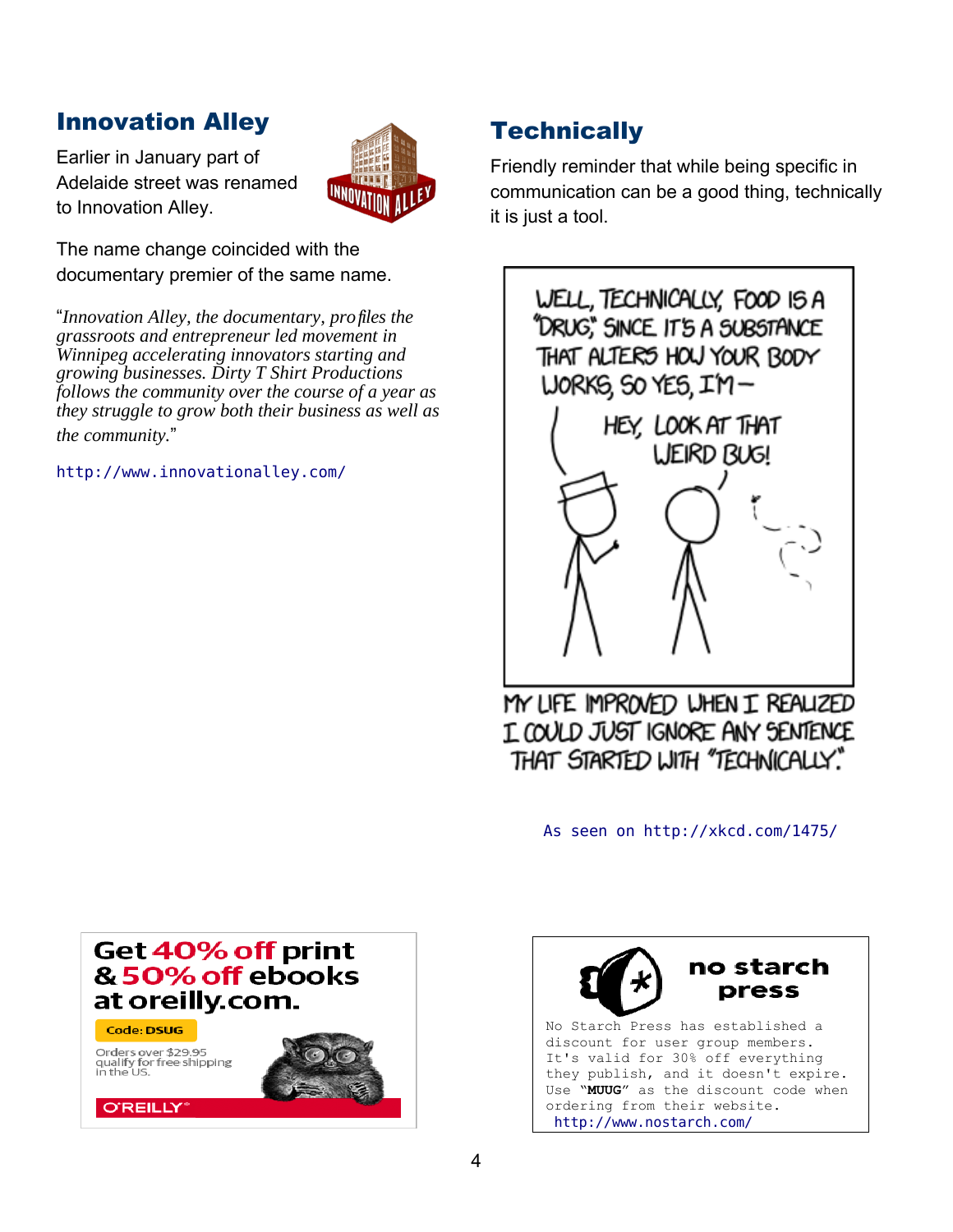## Innovation Alley

Earlier in January part of Adelaide street was renamed to Innovation Alley.

The name change coincided with the documentary premier of the same name.

"*Innovation Alley, the documentary, profiles the grassroots and entrepreneur led movement in Winnipeg accelerating innovators starting and growing businesses. Dirty T Shirt Productions follows the community over the course of a year as they struggle to grow both their business as well as the community.*"

http://www.innovationalley.com/

## Technically

Friendly reminder that while being specific in communication can be a good thing, technically it is just a tool.

WELL, TECHNICALLY, FOOD IS A "DRUG," SINCE IT'S A SUBSTANCE THAT ALTERS HOW YOUR BODY WORKS, SO YES, I'M—

HEY, LOOK AT THAT WEIRD BUG!

MY LIFE IMPROVED WHEN I REALIZED I COULD JUST IGNORE ANY SENTENCE THAT STARTED WITH "TECHNICALLY."

As seen on http://xkcd.com/1475/

Get **40% off** print & **50% off** ebooks at oreilly.com.

Code: DSUG

Orders over $29.95 qualify for free shipping in the US.

O'REILLY

**no starch press**

```
No Starch Press has established a
discount for user group members.
It's valid for 30% off everything
they publish, and it doesn't expire.
Use "MUUG" as the discount code when
ordering from their website.
http://www.nostarch.com/
```